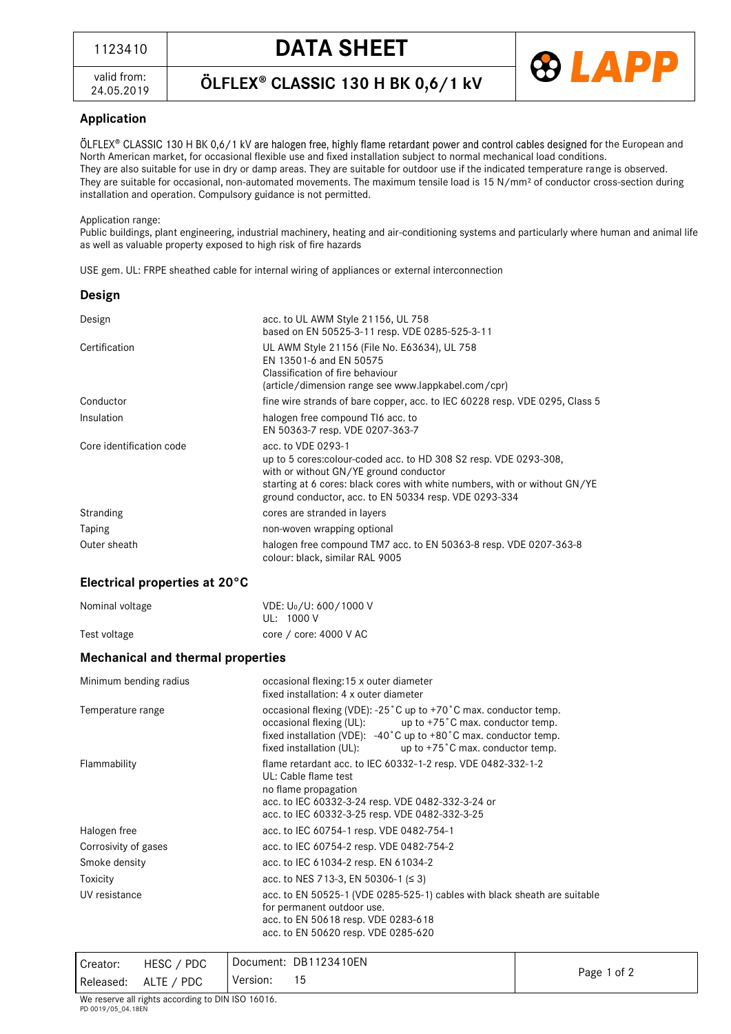| 1123410 | **DATA SHEET** |
|---|---|
| valid from: 24.05.2019 | **ÖLFLEX® CLASSIC 130 H BK 0,6/1 kV** |

## Application

ÖLFLEX® CLASSIC 130 H BK 0,6/1 kV are halogen free, highly flame retardant power and control cables designed for the European and North American market, for occasional flexible use and fixed installation subject to normal mechanical load conditions.
They are also suitable for use in dry or damp areas. They are suitable for outdoor use if the indicated temperature range is observed.
They are suitable for occasional, non-automated movements. The maximum tensile load is 15 N/mm² of conductor cross-section during installation and operation. Compulsory guidance is not permitted.

Application range:
Public buildings, plant engineering, industrial machinery, heating and air-conditioning systems and particularly where human and animal life as well as valuable property exposed to high risk of fire hazards

USE gem. UL: FRPE sheathed cable for internal wiring of appliances or external interconnection

## Design

| | |
|---|---|
| Design | acc. to UL AWM Style 21156, UL 758<br>based on EN 50525-3-11 resp. VDE 0285-525-3-11 |
| Certification | UL AWM Style 21156 (File No. E63634), UL 758<br>EN 13501-6 and EN 50575<br>Classification of fire behaviour<br>(article/dimension range see www.lappkabel.com/cpr) |
| Conductor | fine wire strands of bare copper, acc. to IEC 60228 resp. VDE 0295, Class 5 |
| Insulation | halogen free compound TI6 acc. to<br>EN 50363-7 resp. VDE 0207-363-7 |
| Core identification code | acc. to VDE 0293-1<br>up to 5 cores:colour-coded acc. to HD 308 S2 resp. VDE 0293-308,<br>with or without GN/YE ground conductor<br>starting at 6 cores: black cores with white numbers, with or without GN/YE ground conductor, acc. to EN 50334 resp. VDE 0293-334 |
| Stranding | cores are stranded in layers |
| Taping | non-woven wrapping optional |
| Outer sheath | halogen free compound TM7 acc. to EN 50363-8 resp. VDE 0207-363-8<br>colour: black, similar RAL 9005 |

## Electrical properties at 20°C

| | |
|---|---|
| Nominal voltage | VDE: $U_0$/U: 600/1000 V<br>UL: 1000 V |
| Test voltage | core / core: 4000 V AC |

## Mechanical and thermal properties

| | |
|---|---|
| Minimum bending radius | occasional flexing: 15 x outer diameter<br>fixed installation: 4 x outer diameter |
| Temperature range | occasional flexing (VDE): -25°C up to +70°C max. conductor temp.<br>occasional flexing (UL): up to +75°C max. conductor temp.<br>fixed installation (VDE): -40°C up to +80°C max. conductor temp.<br>fixed installation (UL): up to +75°C max. conductor temp. |
| Flammability | flame retardant acc. to IEC 60332-1-2 resp. VDE 0482-332-1-2<br>UL: Cable flame test<br>no flame propagation<br>acc. to IEC 60332-3-24 resp. VDE 0482-332-3-24 or<br>acc. to IEC 60332-3-25 resp. VDE 0482-332-3-25 |
| Halogen free | acc. to IEC 60754-1 resp. VDE 0482-754-1 |
| Corrosivity of gases | acc. to IEC 60754-2 resp. VDE 0482-754-2 |
| Smoke density | acc. to IEC 61034-2 resp. EN 61034-2 |
| Toxicity | acc. to NES 713-3, EN 50306-1 (≤ 3) |
| UV resistance | acc. to EN 50525-1 (VDE 0285-525-1) cables with black sheath are suitable for permanent outdoor use.<br>acc. to EN 50618 resp. VDE 0283-618<br>acc. to EN 50620 resp. VDE 0285-620 |

| | | |
|---|---|---|
| Creator: HESC / PDC | Document: DB1123410EN | |
| Released: ALTE / PDC | Version: 15 | |

We reserve all rights according to DIN ISO 16016.
PD 0019/05_04.18EN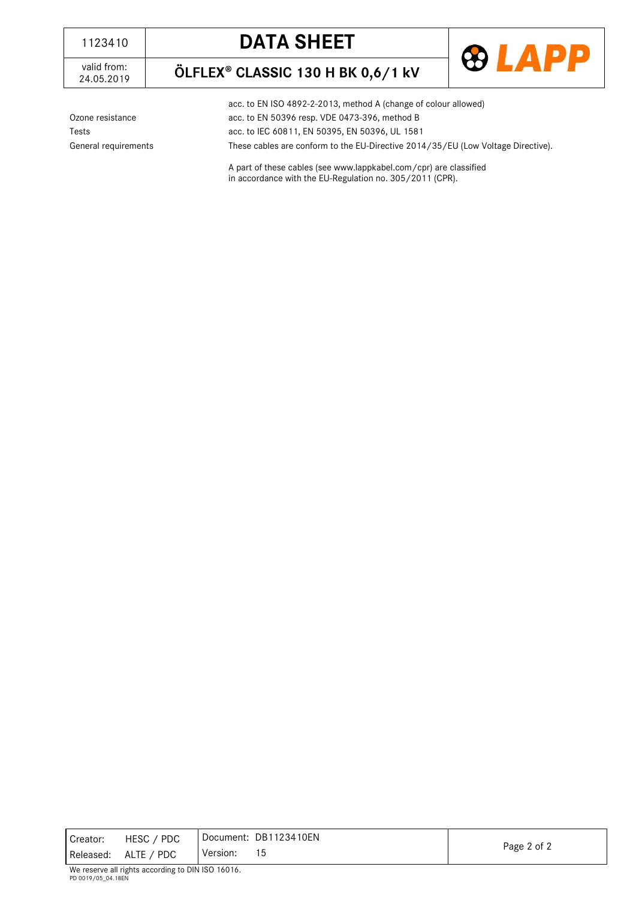| | |
|---|---|
| | acc. to EN ISO 4892-2-2013, method A (change of colour allowed) |
| Ozone resistance | acc. to EN 50396 resp. VDE 0473-396, method B |
| Tests | acc. to IEC 60811, EN 50395, EN 50396, UL 1581 |
| General requirements | These cables are conform to the EU-Directive 2014/35/EU (Low Voltage Directive).<br><br>A part of these cables (see www.lappkabel.com/cpr) are classified in accordance with the EU-Regulation no. 305/2011 (CPR). |